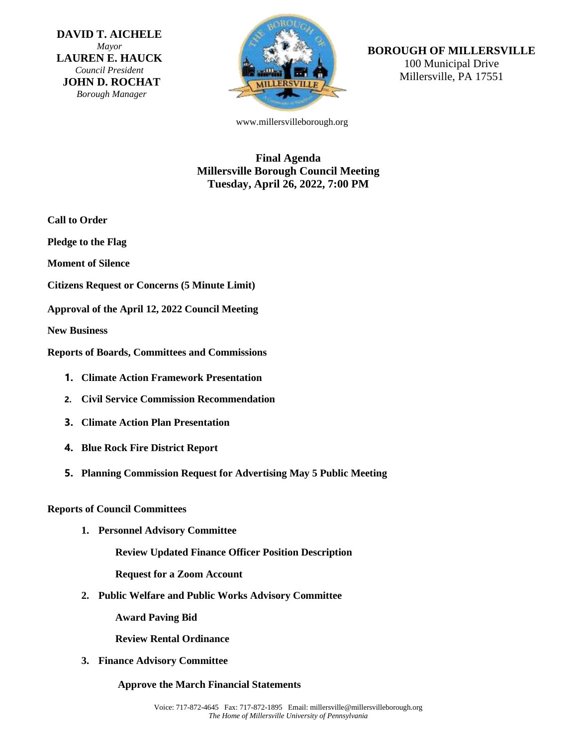**DAVID T. AICHELE**
*Mayor*
**LAUREN E. HAUCK**
*Council President*
**JOHN D. ROCHAT**
*Borough Manager*

**BOROUGH OF MILLERSVILLE**
100 Municipal Drive
Millersville, PA 17551

www.millersvilleborough.org

# Final Agenda
## Millersville Borough Council Meeting
## Tuesday, April 26, 2022, 7:00 PM

**Call to Order**

**Pledge to the Flag**

**Moment of Silence**

**Citizens Request or Concerns (5 Minute Limit)**

**Approval of the April 12, 2022 Council Meeting**

**New Business**

**Reports of Boards, Committees and Commissions**

1. **Climate Action Framework Presentation**
2. **Civil Service Commission Recommendation**
3. **Climate Action Plan Presentation**
4. **Blue Rock Fire District Report**
5. **Planning Commission Request for Advertising May 5 Public Meeting**

**Reports of Council Committees**

1. **Personnel Advisory Committee**

   **Review Updated Finance Officer Position Description**

   **Request for a Zoom Account**

2. **Public Welfare and Public Works Advisory Committee**

   **Award Paving Bid**

   **Review Rental Ordinance**

3. **Finance Advisory Committee**

   **Approve the March Financial Statements**

Voice: 717-872-4645 Fax: 717-872-1895 Email: millersville@millersvilleborough.org
*The Home of Millersville University of Pennsylvania*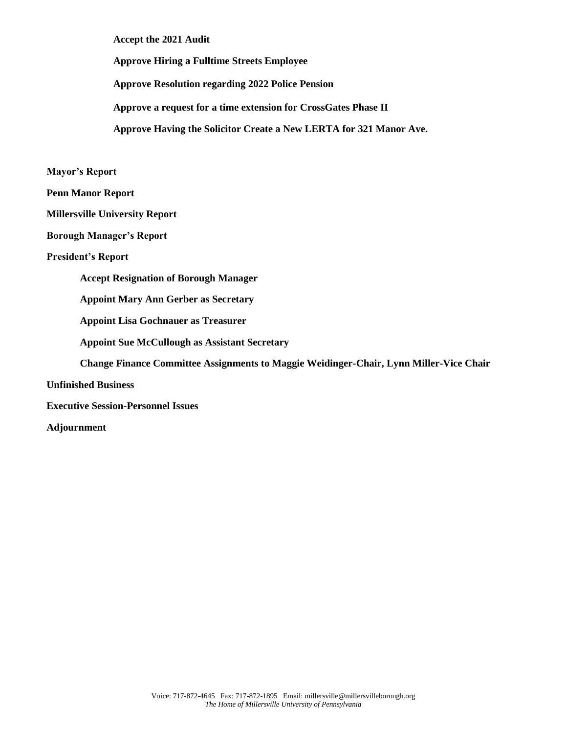**Accept the 2021 Audit**

**Approve Hiring a Fulltime Streets Employee**

**Approve Resolution regarding 2022 Police Pension**

**Approve a request for a time extension for CrossGates Phase II**

**Approve Having the Solicitor Create a New LERTA for 321 Manor Ave.**

**Mayor's Report**

**Penn Manor Report**

**Millersville University Report**

**Borough Manager's Report**

**President's Report**

**Accept Resignation of Borough Manager**

**Appoint Mary Ann Gerber as Secretary**

**Appoint Lisa Gochnauer as Treasurer**

**Appoint Sue McCullough as Assistant Secretary**

**Change Finance Committee Assignments to Maggie Weidinger-Chair, Lynn Miller-Vice Chair**

**Unfinished Business**

**Executive Session-Personnel Issues**

**Adjournment**

Voice: 717-872-4645 Fax: 717-872-1895 Email: millersville@millersvilleborough.org
*The Home of Millersville University of Pennsylvania*